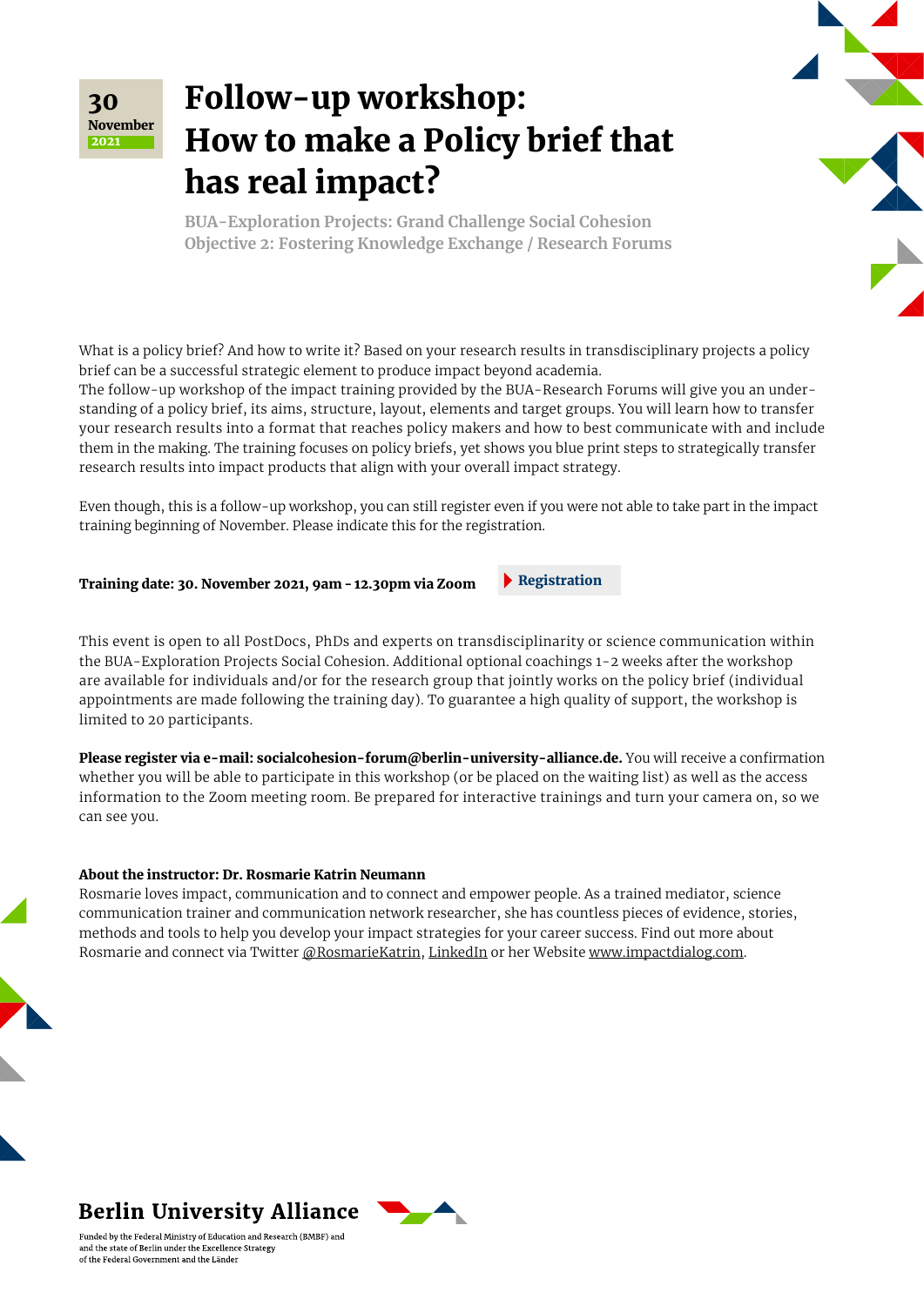30
November
2021

# Follow-up workshop: How to make a Policy brief that has real impact?

BUA-Exploration Projects: Grand Challenge Social Cohesion
Objective 2: Fostering Knowledge Exchange / Research Forums

What is a policy brief? And how to write it? Based on your research results in transdisciplinary projects a policy brief can be a successful strategic element to produce impact beyond academia.
The follow-up workshop of the impact training provided by the BUA-Research Forums will give you an understanding of a policy brief, its aims, structure, layout, elements and target groups. You will learn how to transfer your research results into a format that reaches policy makers and how to best communicate with and include them in the making. The training focuses on policy briefs, yet shows you blue print steps to strategically transfer research results into impact products that align with your overall impact strategy.

Even though, this is a follow-up workshop, you can still register even if you were not able to take part in the impact training beginning of November. Please indicate this for the registration.

**Training date: 30. November 2021, 9am - 12.30pm via Zoom**

Registration

This event is open to all PostDocs, PhDs and experts on transdisciplinarity or science communication within the BUA-Exploration Projects Social Cohesion. Additional optional coachings 1-2 weeks after the workshop are available for individuals and/or for the research group that jointly works on the policy brief (individual appointments are made following the training day). To guarantee a high quality of support, the workshop is limited to 20 participants.

**Please register via e-mail: socialcohesion-forum@berlin-university-alliance.de.** You will receive a confirmation whether you will be able to participate in this workshop (or be placed on the waiting list) as well as the access information to the Zoom meeting room. Be prepared for interactive trainings and turn your camera on, so we can see you.

**About the instructor: Dr. Rosmarie Katrin Neumann**
Rosmarie loves impact, communication and to connect and empower people. As a trained mediator, science communication trainer and communication network researcher, she has countless pieces of evidence, stories, methods and tools to help you develop your impact strategies for your career success. Find out more about Rosmarie and connect via Twitter @RosmarieKatrin, LinkedIn or her Website www.impactdialog.com.

**Berlin University Alliance**

Funded by the Federal Ministry of Education and Research (BMBF) and
and the state of Berlin under the Excellence Strategy
of the Federal Government and the Länder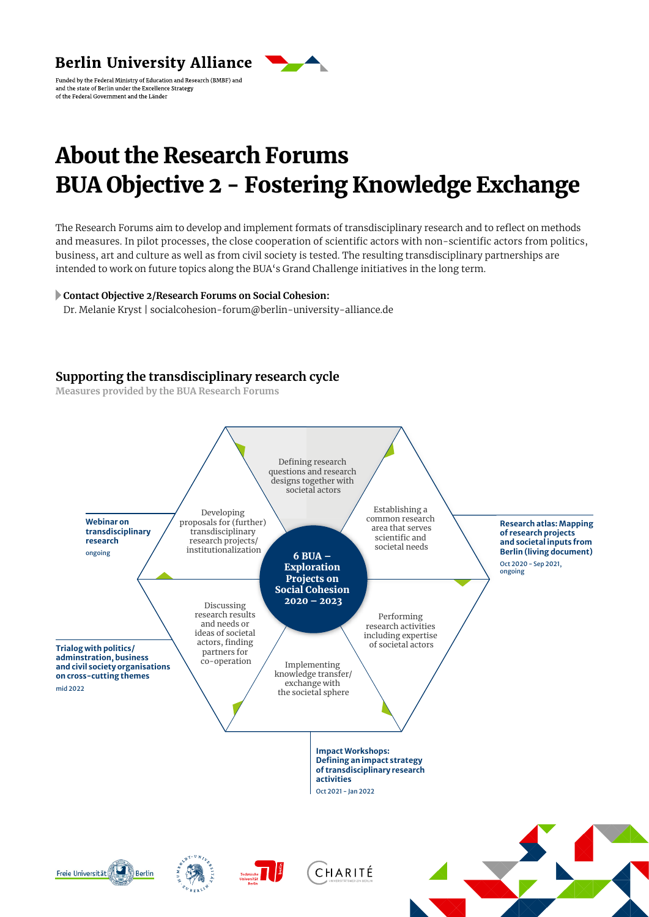**Berlin University Alliance**

Funded by the Federal Ministry of Education and Research (BMBF) and
and the state of Berlin under the Excellence Strategy
of the Federal Government and the Länder

# About the Research Forums
# BUA Objective 2 - Fostering Knowledge Exchange

The Research Forums aim to develop and implement formats of transdisciplinary research and to reflect on methods and measures. In pilot processes, the close cooperation of scientific actors with non-scientific actors from politics, business, art and culture as well as from civil society is tested. The resulting transdisciplinary partnerships are intended to work on future topics along the BUA's Grand Challenge initiatives in the long term.

**Contact Objective 2/Research Forums on Social Cohesion:**
Dr. Melanie Kryst | socialcohesion-forum@berlin-university-alliance.de

## Supporting the transdisciplinary research cycle

Measures provided by the BUA Research Forums

**6 BUA – Exploration Projects on Social Cohesion 2020 – 2023**

Defining research questions and research designs together with societal actors

Establishing a common research area that serves scientific and societal needs

Performing research activities including expertise of societal actors

Implementing knowledge transfer/ exchange with the societal sphere

Discussing research results and needs or ideas of societal actors, finding partners for co-operation

Developing proposals for (further) transdisciplinary research projects/ institutionalization

**Webinar on transdisciplinary research**
ongoing

**Research atlas: Mapping of research projects and societal inputs from Berlin (living document)**
Oct 2020 – Sep 2021, ongoing

**Trialog with politics/ adminstration, business and civil society organisations on cross-cutting themes**
mid 2022

**Impact Workshops: Defining an impact strategy of transdisciplinary research activities**
Oct 2021 – Jan 2022